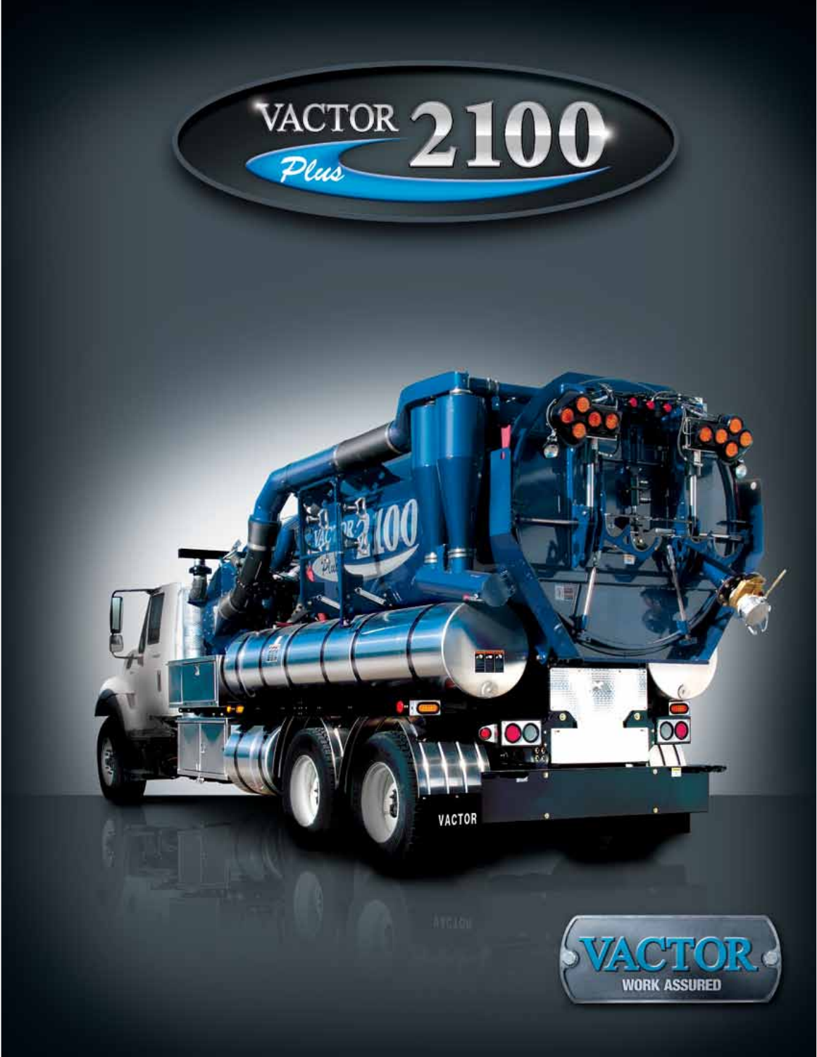# VACTOR Plus 2100

VACTOR
WORK ASSURED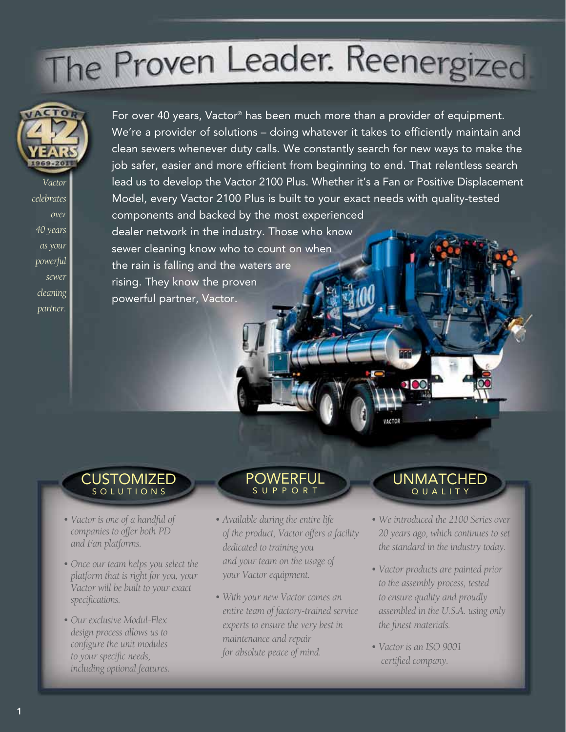# The Proven Leader. Reenergized

*Vactor celebrates over 40 years as your powerful sewer cleaning partner.*

For over 40 years, Vactor® has been much more than a provider of equipment. We're a provider of solutions – doing whatever it takes to efficiently maintain and clean sewers whenever duty calls. We constantly search for new ways to make the job safer, easier and more efficient from beginning to end. That relentless search lead us to develop the Vactor 2100 Plus. Whether it's a Fan or Positive Displacement Model, every Vactor 2100 Plus is built to your exact needs with quality-tested components and backed by the most experienced dealer network in the industry. Those who know sewer cleaning know who to count on when the rain is falling and the waters are rising. They know the proven powerful partner, Vactor.

## CUSTOMIZED SOLUTIONS

- *Vactor is one of a handful of companies to offer both PD and Fan platforms.*
- *Once our team helps you select the platform that is right for you, your Vactor will be built to your exact specifications.*
- *Our exclusive Modul-Flex design process allows us to configure the unit modules to your specific needs, including optional features.*

## POWERFUL SUPPORT

- *Available during the entire life of the product, Vactor offers a facility dedicated to training you and your team on the usage of your Vactor equipment.*
- *With your new Vactor comes an entire team of factory-trained service experts to ensure the very best in maintenance and repair for absolute peace of mind.*

## UNMATCHED QUALITY

- *We introduced the 2100 Series over 20 years ago, which continues to set the standard in the industry today.*
- *Vactor products are painted prior to the assembly process, tested to ensure quality and proudly assembled in the U.S.A. using only the finest materials.*
- *Vactor is an ISO 9001 certified company.*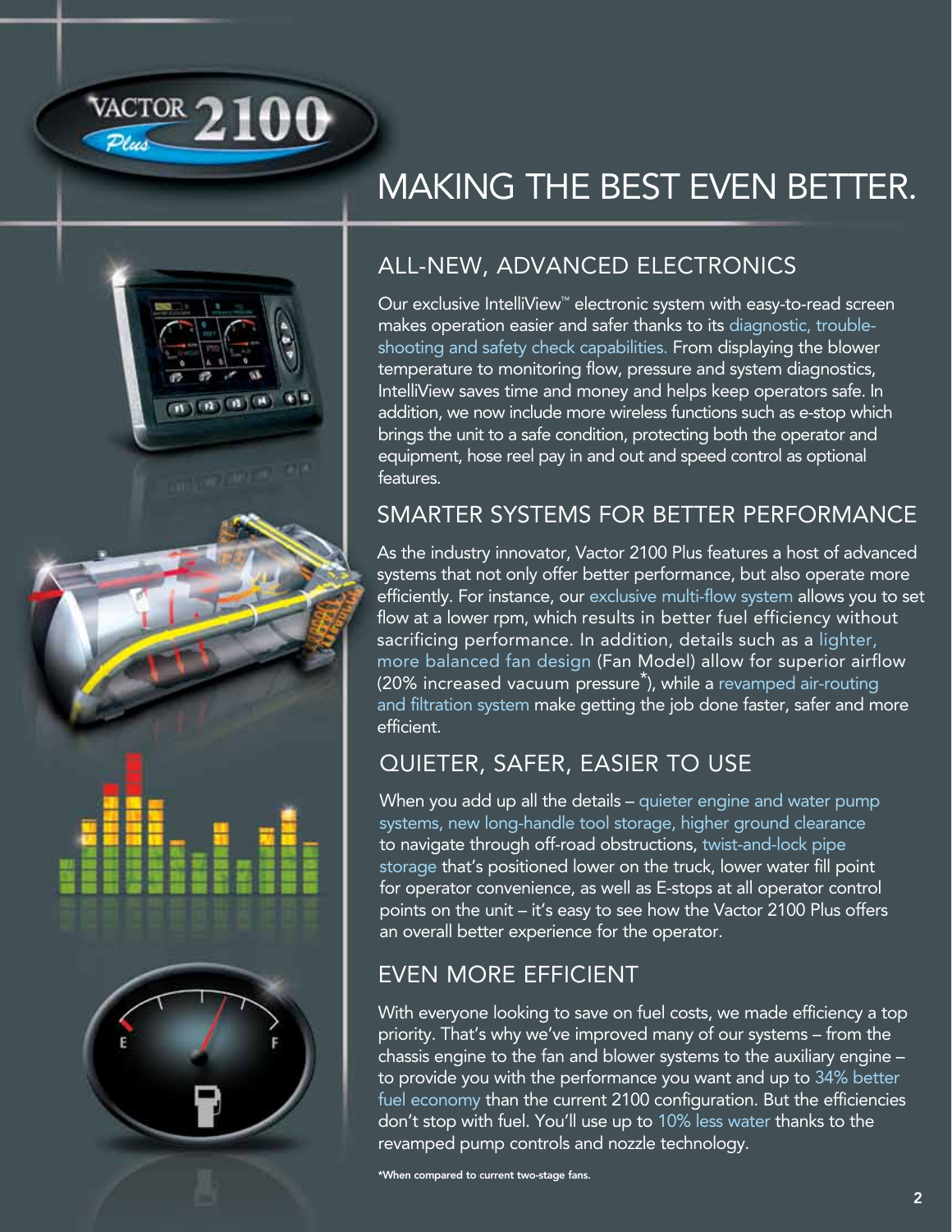# MAKING THE BEST EVEN BETTER.

## ALL-NEW, ADVANCED ELECTRONICS

Our exclusive IntelliView™ electronic system with easy-to-read screen makes operation easier and safer thanks to its diagnostic, trouble-shooting and safety check capabilities. From displaying the blower temperature to monitoring flow, pressure and system diagnostics, IntelliView saves time and money and helps keep operators safe. In addition, we now include more wireless functions such as e-stop which brings the unit to a safe condition, protecting both the operator and equipment, hose reel pay in and out and speed control as optional features.

## SMARTER SYSTEMS FOR BETTER PERFORMANCE

As the industry innovator, Vactor 2100 Plus features a host of advanced systems that not only offer better performance, but also operate more efficiently. For instance, our exclusive multi-flow system allows you to set flow at a lower rpm, which results in better fuel efficiency without sacrificing performance. In addition, details such as a lighter, more balanced fan design (Fan Model) allow for superior airflow (20% increased vacuum pressure*), while a revamped air-routing and filtration system make getting the job done faster, safer and more efficient.

## QUIETER, SAFER, EASIER TO USE

When you add up all the details – quieter engine and water pump systems, new long-handle tool storage, higher ground clearance to navigate through off-road obstructions, twist-and-lock pipe storage that's positioned lower on the truck, lower water fill point for operator convenience, as well as E-stops at all operator control points on the unit – it's easy to see how the Vactor 2100 Plus offers an overall better experience for the operator.

## EVEN MORE EFFICIENT

With everyone looking to save on fuel costs, we made efficiency a top priority. That's why we've improved many of our systems – from the chassis engine to the fan and blower systems to the auxiliary engine – to provide you with the performance you want and up to 34% better fuel economy than the current 2100 configuration. But the efficiencies don't stop with fuel. You'll use up to 10% less water thanks to the revamped pump controls and nozzle technology.

**\*When compared to current two-stage fans.**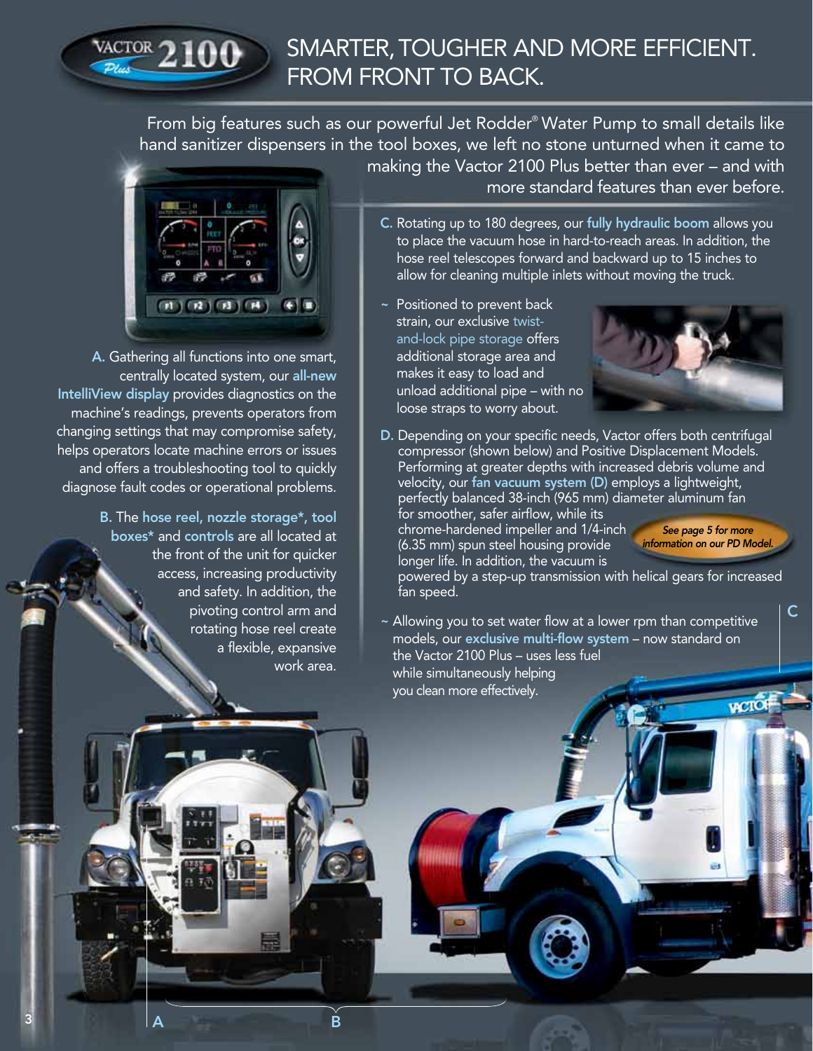# SMARTER, TOUGHER AND MORE EFFICIENT. FROM FRONT TO BACK.

From big features such as our powerful Jet Rodder® Water Pump to small details like hand sanitizer dispensers in the tool boxes, we left no stone unturned when it came to making the Vactor 2100 Plus better than ever – and with more standard features than ever before.

**A.** Gathering all functions into one smart, centrally located system, our **all-new IntelliView display** provides diagnostics on the machine's readings, prevents operators from changing settings that may compromise safety, helps operators locate machine errors or issues and offers a troubleshooting tool to quickly diagnose fault codes or operational problems.

**B.** The **hose reel, nozzle storage*, tool boxes*** and **controls** are all located at the front of the unit for quicker access, increasing productivity and safety. In addition, the pivoting control arm and rotating hose reel create a flexible, expansive work area.

**C.** Rotating up to 180 degrees, our **fully hydraulic boom** allows you to place the vacuum hose in hard-to-reach areas. In addition, the hose reel telescopes forward and backward up to 15 inches to allow for cleaning multiple inlets without moving the truck.

~ Positioned to prevent back strain, our exclusive twist-and-lock pipe storage offers additional storage area and makes it easy to load and unload additional pipe – with no loose straps to worry about.

**D.** Depending on your specific needs, Vactor offers both centrifugal compressor (shown below) and Positive Displacement Models. Performing at greater depths with increased debris volume and velocity, our **fan vacuum system (D)** employs a lightweight, perfectly balanced 38-inch (965 mm) diameter aluminum fan for smoother, safer airflow, while its chrome-hardened impeller and 1/4-inch (6.35 mm) spun steel housing provide longer life. In addition, the vacuum is powered by a step-up transmission with helical gears for increased fan speed.

*See page 5 for more information on our PD Model.*

~ Allowing you to set water flow at a lower rpm than competitive models, our **exclusive multi-flow system** – now standard on the Vactor 2100 Plus – uses less fuel while simultaneously helping you clean more effectively.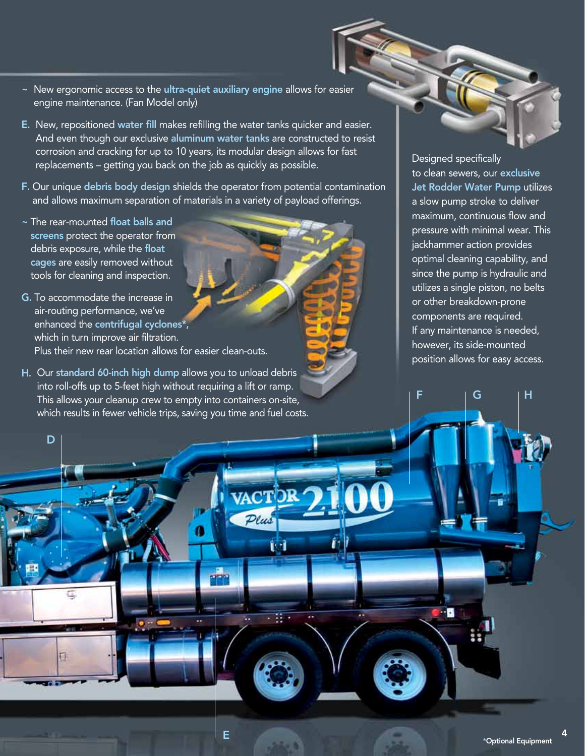- ~ New ergonomic access to the **ultra-quiet auxiliary engine** allows for easier engine maintenance. (Fan Model only)

**E.** New, repositioned **water fill** makes refilling the water tanks quicker and easier. And even though our exclusive **aluminum water tanks** are constructed to resist corrosion and cracking for up to 10 years, its modular design allows for fast replacements – getting you back on the job as quickly as possible.

**F.** Our unique **debris body design** shields the operator from potential contamination and allows maximum separation of materials in a variety of payload offerings.

- ~ The rear-mounted **float balls and screens** protect the operator from debris exposure, while the **float cages** are easily removed without tools for cleaning and inspection.

**G.** To accommodate the increase in air-routing performance, we've enhanced the **centrifugal cyclones***, which in turn improve air filtration. Plus their new rear location allows for easier clean-outs.

**H.** Our **standard 60-inch high dump** allows you to unload debris into roll-offs up to 5-feet high without requiring a lift or ramp. This allows your cleanup crew to empty into containers on-site, which results in fewer vehicle trips, saving you time and fuel costs.

Designed specifically to clean sewers, our **exclusive Jet Rodder Water Pump** utilizes a slow pump stroke to deliver maximum, continuous flow and pressure with minimal wear. This jackhammer action provides optimal cleaning capability, and since the pump is hydraulic and utilizes a single piston, no belts or other breakdown-prone components are required. If any maintenance is needed, however, its side-mounted position allows for easy access.

D

E

F G H

*Optional Equipment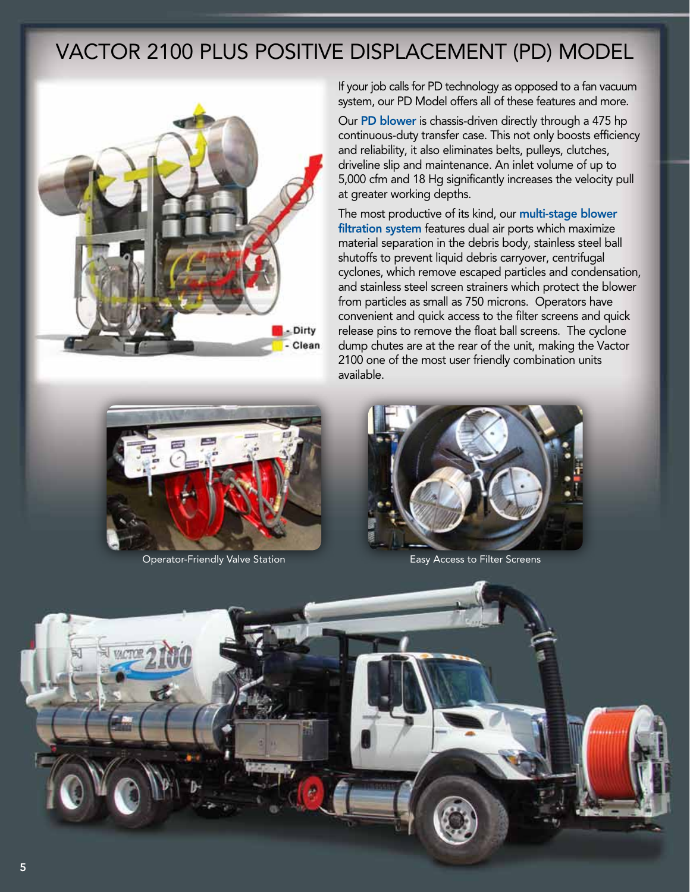# VACTOR 2100 PLUS POSITIVE DISPLACEMENT (PD) MODEL

If your job calls for PD technology as opposed to a fan vacuum system, our PD Model offers all of these features and more.

Our **PD blower** is chassis-driven directly through a 475 hp continuous-duty transfer case. This not only boosts efficiency and reliability, it also eliminates belts, pulleys, clutches, driveline slip and maintenance. An inlet volume of up to 5,000 cfm and 18 Hg significantly increases the velocity pull at greater working depths.

The most productive of its kind, our **multi-stage blower filtration system** features dual air ports which maximize material separation in the debris body, stainless steel ball shutoffs to prevent liquid debris carryover, centrifugal cyclones, which remove escaped particles and condensation, and stainless steel screen strainers which protect the blower from particles as small as 750 microns. Operators have convenient and quick access to the filter screens and quick release pins to remove the float ball screens. The cyclone dump chutes are at the rear of the unit, making the Vactor 2100 one of the most user friendly combination units available.

Operator-Friendly Valve Station

Easy Access to Filter Screens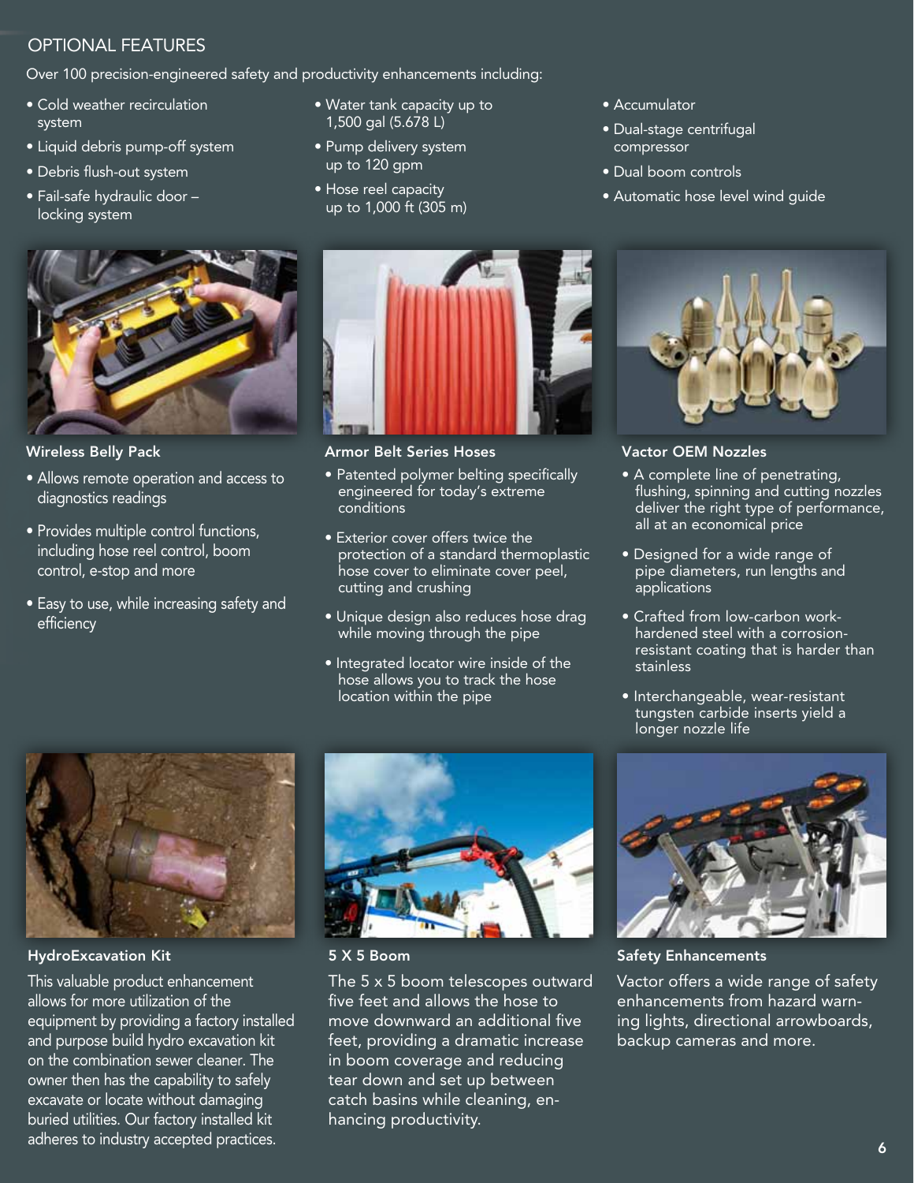## OPTIONAL FEATURES

Over 100 precision-engineered safety and productivity enhancements including:

- Cold weather recirculation system
- Liquid debris pump-off system
- Debris flush-out system
- Fail-safe hydraulic door – locking system
- Water tank capacity up to 1,500 gal (5.678 L)
- Pump delivery system up to 120 gpm
- Hose reel capacity up to 1,000 ft (305 m)
- Accumulator
- Dual-stage centrifugal compressor
- Dual boom controls
- Automatic hose level wind guide

### Wireless Belly Pack

- Allows remote operation and access to diagnostics readings
- Provides multiple control functions, including hose reel control, boom control, e-stop and more
- Easy to use, while increasing safety and efficiency

### Armor Belt Series Hoses

- Patented polymer belting specifically engineered for today's extreme conditions
- Exterior cover offers twice the protection of a standard thermoplastic hose cover to eliminate cover peel, cutting and crushing
- Unique design also reduces hose drag while moving through the pipe
- Integrated locator wire inside of the hose allows you to track the hose location within the pipe

### Vactor OEM Nozzles

- A complete line of penetrating, flushing, spinning and cutting nozzles deliver the right type of performance, all at an economical price
- Designed for a wide range of pipe diameters, run lengths and applications
- Crafted from low-carbon work-hardened steel with a corrosion-resistant coating that is harder than stainless
- Interchangeable, wear-resistant tungsten carbide inserts yield a longer nozzle life

### HydroExcavation Kit

This valuable product enhancement allows for more utilization of the equipment by providing a factory installed and purpose build hydro excavation kit on the combination sewer cleaner. The owner then has the capability to safely excavate or locate without damaging buried utilities. Our factory installed kit adheres to industry accepted practices.

### 5 X 5 Boom

The 5 x 5 boom telescopes outward five feet and allows the hose to move downward an additional five feet, providing a dramatic increase in boom coverage and reducing tear down and set up between catch basins while cleaning, enhancing productivity.

### Safety Enhancements

Vactor offers a wide range of safety enhancements from hazard warning lights, directional arrowboards, backup cameras and more.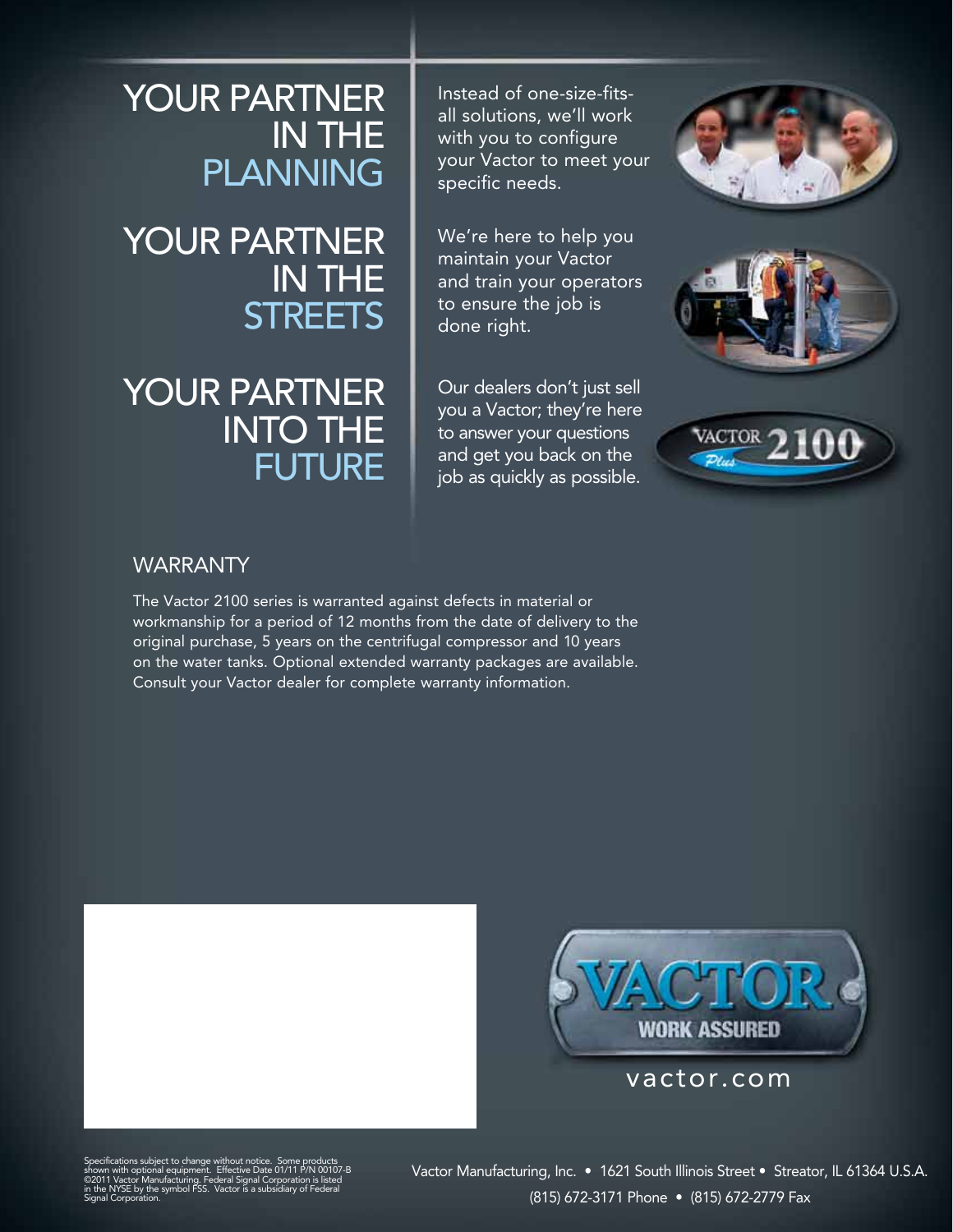# YOUR PARTNER IN THE PLANNING

Instead of one-size-fits-all solutions, we'll work with you to configure your Vactor to meet your specific needs.

# YOUR PARTNER IN THE STREETS

We're here to help you maintain your Vactor and train your operators to ensure the job is done right.

# YOUR PARTNER INTO THE FUTURE

Our dealers don't just sell you a Vactor; they're here to answer your questions and get you back on the job as quickly as possible.

VACTOR 2100 Plus

## WARRANTY

The Vactor 2100 series is warranted against defects in material or workmanship for a period of 12 months from the date of delivery to the original purchase, 5 years on the centrifugal compressor and 10 years on the water tanks. Optional extended warranty packages are available. Consult your Vactor dealer for complete warranty information.

VACTOR WORK ASSURED

vactor.com

Specifications subject to change without notice. Some products shown with optional equipment. Effective Date 01/11 P/N 00107-B ©2011 Vactor Manufacturing. Federal Signal Corporation is listed in the NYSE by the symbol FSS. Vactor is a subsidiary of Federal Signal Corporation.

Vactor Manufacturing, Inc. • 1621 South Illinois Street • Streator, IL 61364 U.S.A.
(815) 672-3171 Phone • (815) 672-2779 Fax